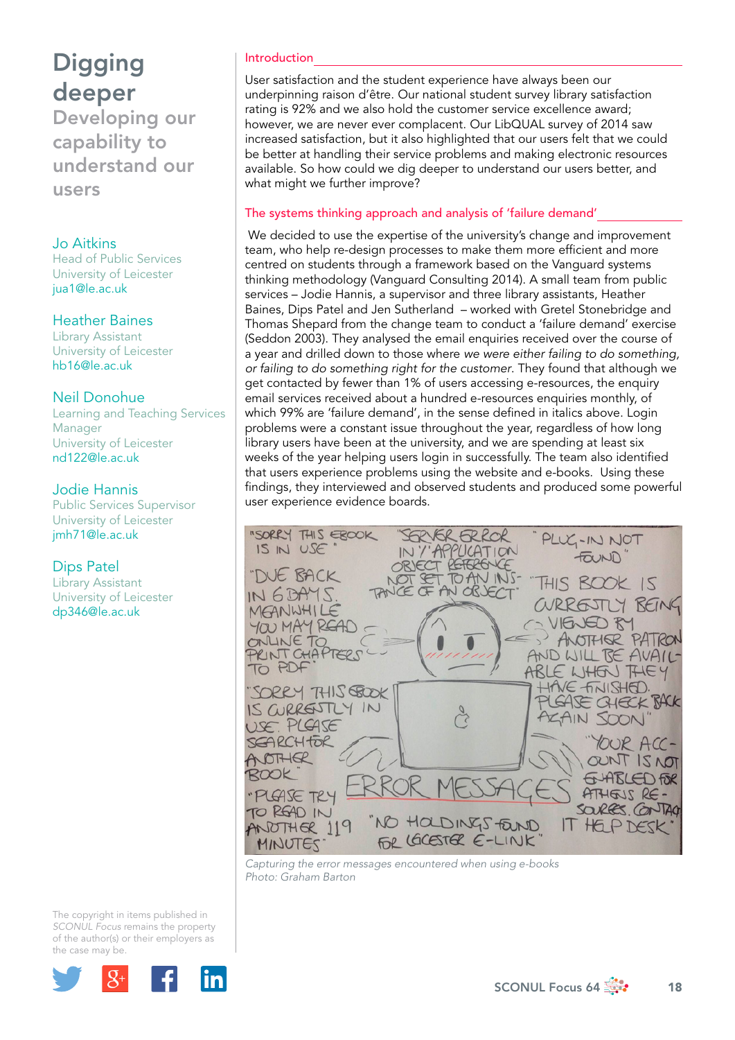# Digging deeper

## Developing our capability to understand our users

**Jo Aitkins**
Head of Public Services
University of Leicester
jua1@le.ac.uk

**Heather Baines**
Library Assistant
University of Leicester
hb16@le.ac.uk

**Neil Donohue**
Learning and Teaching Services Manager
University of Leicester
nd122@le.ac.uk

**Jodie Hannis**
Public Services Supervisor
University of Leicester
jmh71@le.ac.uk

**Dips Patel**
Library Assistant
University of Leicester
dp346@le.ac.uk

### Introduction

User satisfaction and the student experience have always been our underpinning raison d'être. Our national student survey library satisfaction rating is 92% and we also hold the customer service excellence award; however, we are never ever complacent. Our LibQUAL survey of 2014 saw increased satisfaction, but it also highlighted that our users felt that we could be better at handling their service problems and making electronic resources available. So how could we dig deeper to understand our users better, and what might we further improve?

### The systems thinking approach and analysis of 'failure demand'

We decided to use the expertise of the university's change and improvement team, who help re-design processes to make them more efficient and more centred on students through a framework based on the Vanguard systems thinking methodology (Vanguard Consulting 2014). A small team from public services – Jodie Hannis, a supervisor and three library assistants, Heather Baines, Dips Patel and Jen Sutherland – worked with Gretel Stonebridge and Thomas Shepard from the change team to conduct a 'failure demand' exercise (Seddon 2003). They analysed the email enquiries received over the course of a year and drilled down to those where *we were either failing to do something, or failing to do something right for the customer*. They found that although we get contacted by fewer than 1% of users accessing e-resources, the enquiry email services received about a hundred e-resources enquiries monthly, of which 99% are 'failure demand', in the sense defined in italics above. Login problems were a constant issue throughout the year, regardless of how long library users have been at the university, and we are spending at least six weeks of the year helping users login in successfully. The team also identified that users experience problems using the website and e-books. Using these findings, they interviewed and observed students and produced some powerful user experience evidence boards.

*Capturing the error messages encountered when using e-books*
*Photo: Graham Barton*

The copyright in items published in *SCONUL Focus* remains the property of the author(s) or their employers as the case may be.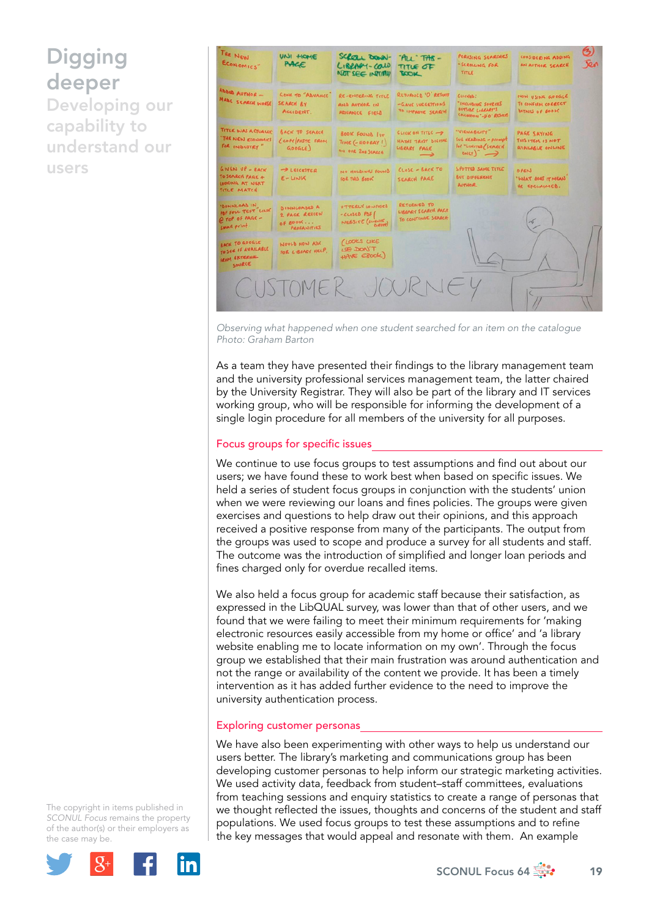# Digging deeper

## Developing our capability to understand our users

*Observing what happened when one student searched for an item on the catalogue*
*Photo: Graham Barton*

As a team they have presented their findings to the library management team and the university professional services management team, the latter chaired by the University Registrar. They will also be part of the library and IT services working group, who will be responsible for informing the development of a single login procedure for all members of the university for all purposes.

### Focus groups for specific issues

We continue to use focus groups to test assumptions and find out about our users; we have found these to work best when based on specific issues. We held a series of student focus groups in conjunction with the students' union when we were reviewing our loans and fines policies. The groups were given exercises and questions to help draw out their opinions, and this approach received a positive response from many of the participants. The output from the groups was used to scope and produce a survey for all students and staff. The outcome was the introduction of simplified and longer loan periods and fines charged only for overdue recalled items.

We also held a focus group for academic staff because their satisfaction, as expressed in the LibQUAL survey, was lower than that of other users, and we found that we were failing to meet their minimum requirements for 'making electronic resources easily accessible from my home or office' and 'a library website enabling me to locate information on my own'. Through the focus group we established that their main frustration was around authentication and not the range or availability of the content we provide. It has been a timely intervention as it has added further evidence to the need to improve the university authentication process.

### Exploring customer personas

We have also been experimenting with other ways to help us understand our users better. The library's marketing and communications group has been developing customer personas to help inform our strategic marketing activities. We used activity data, feedback from student–staff committees, evaluations from teaching sessions and enquiry statistics to create a range of personas that we thought reflected the issues, thoughts and concerns of the student and staff populations. We used focus groups to test these assumptions and to refine the key messages that would appeal and resonate with them. An example

The copyright in items published in *SCONUL Focus* remains the property of the author(s) or their employers as the case may be.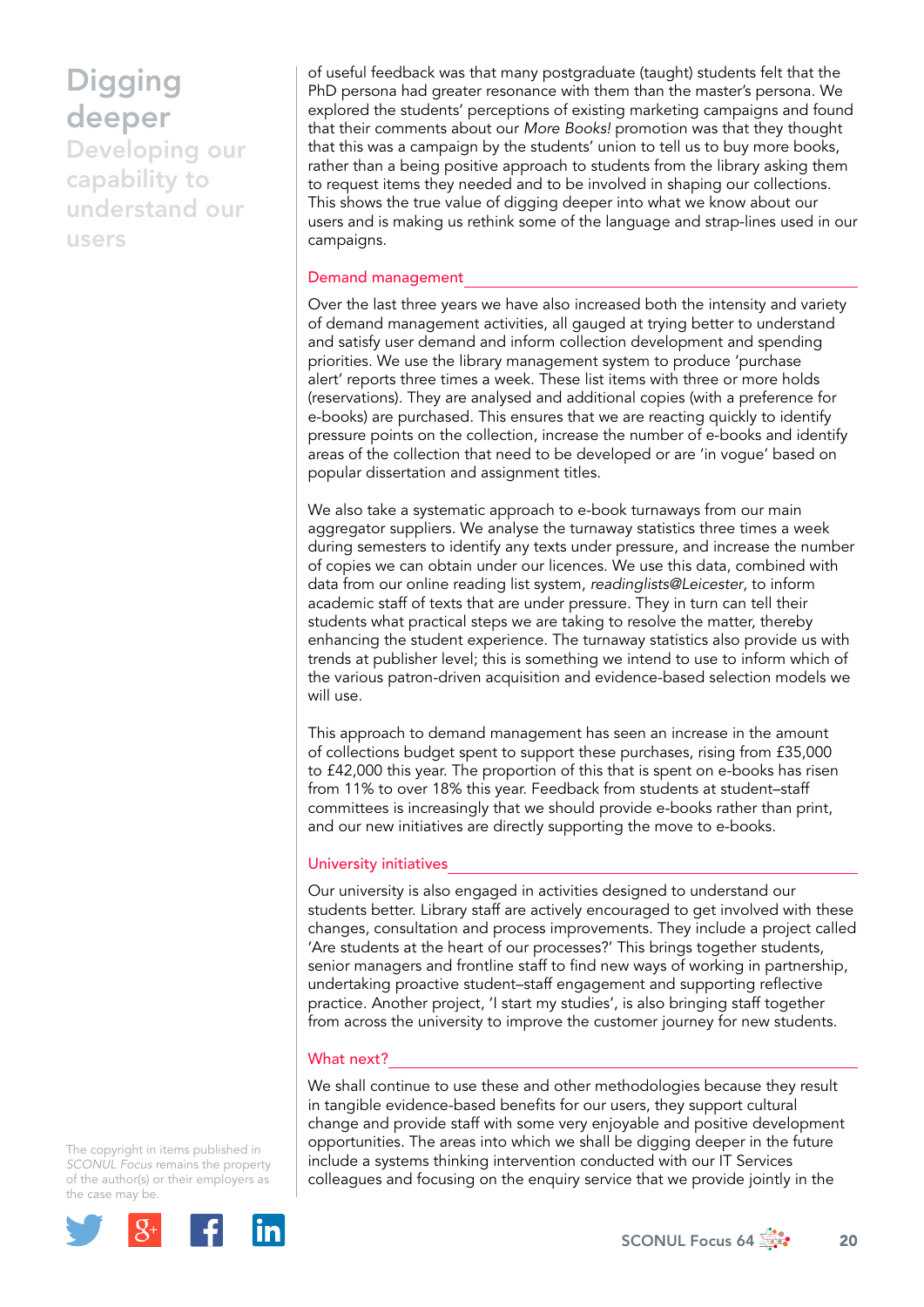of useful feedback was that many postgraduate (taught) students felt that the PhD persona had greater resonance with them than the master's persona. We explored the students' perceptions of existing marketing campaigns and found that their comments about our *More Books!* promotion was that they thought that this was a campaign by the students' union to tell us to buy more books, rather than a being positive approach to students from the library asking them to request items they needed and to be involved in shaping our collections. This shows the true value of digging deeper into what we know about our users and is making us rethink some of the language and strap-lines used in our campaigns.

## Demand management

Over the last three years we have also increased both the intensity and variety of demand management activities, all gauged at trying better to understand and satisfy user demand and inform collection development and spending priorities. We use the library management system to produce 'purchase alert' reports three times a week. These list items with three or more holds (reservations). They are analysed and additional copies (with a preference for e-books) are purchased. This ensures that we are reacting quickly to identify pressure points on the collection, increase the number of e-books and identify areas of the collection that need to be developed or are 'in vogue' based on popular dissertation and assignment titles.

We also take a systematic approach to e-book turnaways from our main aggregator suppliers. We analyse the turnaway statistics three times a week during semesters to identify any texts under pressure, and increase the number of copies we can obtain under our licences. We use this data, combined with data from our online reading list system, *readinglists@Leicester*, to inform academic staff of texts that are under pressure. They in turn can tell their students what practical steps we are taking to resolve the matter, thereby enhancing the student experience. The turnaway statistics also provide us with trends at publisher level; this is something we intend to use to inform which of the various patron-driven acquisition and evidence-based selection models we will use.

This approach to demand management has seen an increase in the amount of collections budget spent to support these purchases, rising from £35,000 to £42,000 this year. The proportion of this that is spent on e-books has risen from 11% to over 18% this year. Feedback from students at student–staff committees is increasingly that we should provide e-books rather than print, and our new initiatives are directly supporting the move to e-books.

## University initiatives

Our university is also engaged in activities designed to understand our students better. Library staff are actively encouraged to get involved with these changes, consultation and process improvements. They include a project called 'Are students at the heart of our processes?' This brings together students, senior managers and frontline staff to find new ways of working in partnership, undertaking proactive student–staff engagement and supporting reflective practice. Another project, 'I start my studies', is also bringing staff together from across the university to improve the customer journey for new students.

## What next?

We shall continue to use these and other methodologies because they result in tangible evidence-based benefits for our users, they support cultural change and provide staff with some very enjoyable and positive development opportunities. The areas into which we shall be digging deeper in the future include a systems thinking intervention conducted with our IT Services colleagues and focusing on the enquiry service that we provide jointly in the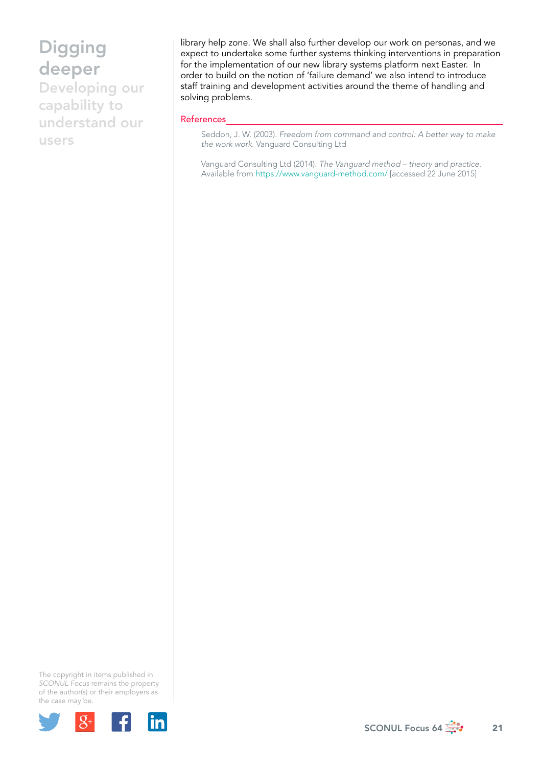library help zone. We shall also further develop our work on personas, and we expect to undertake some further systems thinking interventions in preparation for the implementation of our new library systems platform next Easter. In order to build on the notion of 'failure demand' we also intend to introduce staff training and development activities around the theme of handling and solving problems.

## References

Seddon, J. W. (2003). *Freedom from command and control: A better way to make the work work.* Vanguard Consulting Ltd

Vanguard Consulting Ltd (2014). *The Vanguard method – theory and practice.* Available from https://www.vanguard-method.com/ [accessed 22 June 2015]

The copyright in items published in *SCONUL Focus* remains the property of the author(s) or their employers as the case may be.